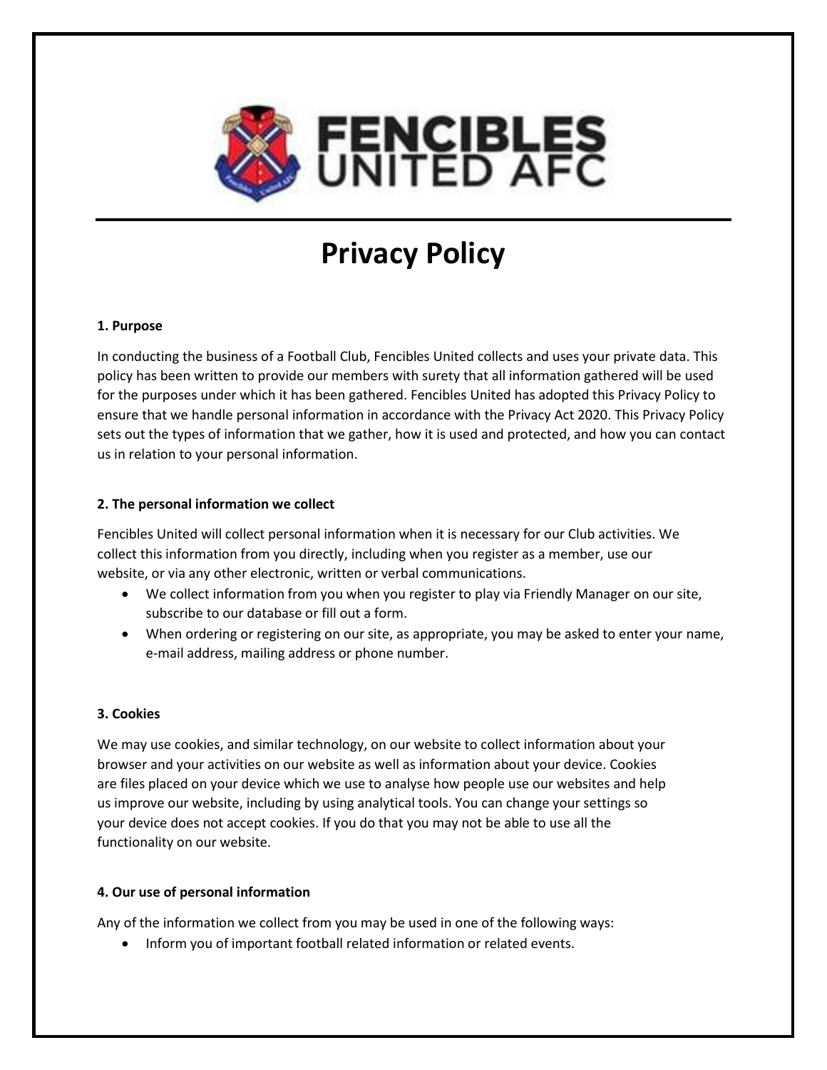# FENCIBLES UNITED AFC

# Privacy Policy

**1. Purpose**

In conducting the business of a Football Club, Fencibles United collects and uses your private data. This policy has been written to provide our members with surety that all information gathered will be used for the purposes under which it has been gathered. Fencibles United has adopted this Privacy Policy to ensure that we handle personal information in accordance with the Privacy Act 2020. This Privacy Policy sets out the types of information that we gather, how it is used and protected, and how you can contact us in relation to your personal information.

**2. The personal information we collect**

Fencibles United will collect personal information when it is necessary for our Club activities. We collect this information from you directly, including when you register as a member, use our website, or via any other electronic, written or verbal communications.

- We collect information from you when you register to play via Friendly Manager on our site, subscribe to our database or fill out a form.
- When ordering or registering on our site, as appropriate, you may be asked to enter your name, e-mail address, mailing address or phone number.

**3. Cookies**

We may use cookies, and similar technology, on our website to collect information about your browser and your activities on our website as well as information about your device. Cookies are files placed on your device which we use to analyse how people use our websites and help us improve our website, including by using analytical tools. You can change your settings so your device does not accept cookies. If you do that you may not be able to use all the functionality on our website.

**4. Our use of personal information**

Any of the information we collect from you may be used in one of the following ways:

- Inform you of important football related information or related events.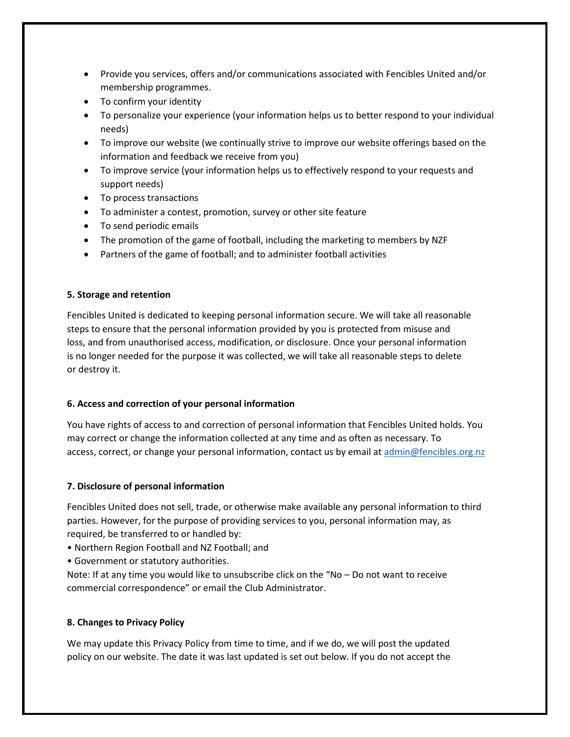- Provide you services, offers and/or communications associated with Fencibles United and/or membership programmes.
- To confirm your identity
- To personalize your experience (your information helps us to better respond to your individual needs)
- To improve our website (we continually strive to improve our website offerings based on the information and feedback we receive from you)
- To improve service (your information helps us to effectively respond to your requests and support needs)
- To process transactions
- To administer a contest, promotion, survey or other site feature
- To send periodic emails
- The promotion of the game of football, including the marketing to members by NZF
- Partners of the game of football; and to administer football activities

**5. Storage and retention**

Fencibles United is dedicated to keeping personal information secure. We will take all reasonable steps to ensure that the personal information provided by you is protected from misuse and loss, and from unauthorised access, modification, or disclosure. Once your personal information is no longer needed for the purpose it was collected, we will take all reasonable steps to delete or destroy it.

**6. Access and correction of your personal information**

You have rights of access to and correction of personal information that Fencibles United holds. You may correct or change the information collected at any time and as often as necessary. To access, correct, or change your personal information, contact us by email at admin@fencibles.org.nz

**7. Disclosure of personal information**

Fencibles United does not sell, trade, or otherwise make available any personal information to third parties. However, for the purpose of providing services to you, personal information may, as required, be transferred to or handled by:

- Northern Region Football and NZ Football; and
- Government or statutory authorities.

Note: If at any time you would like to unsubscribe click on the "No – Do not want to receive commercial correspondence" or email the Club Administrator.

**8. Changes to Privacy Policy**

We may update this Privacy Policy from time to time, and if we do, we will post the updated policy on our website. The date it was last updated is set out below. If you do not accept the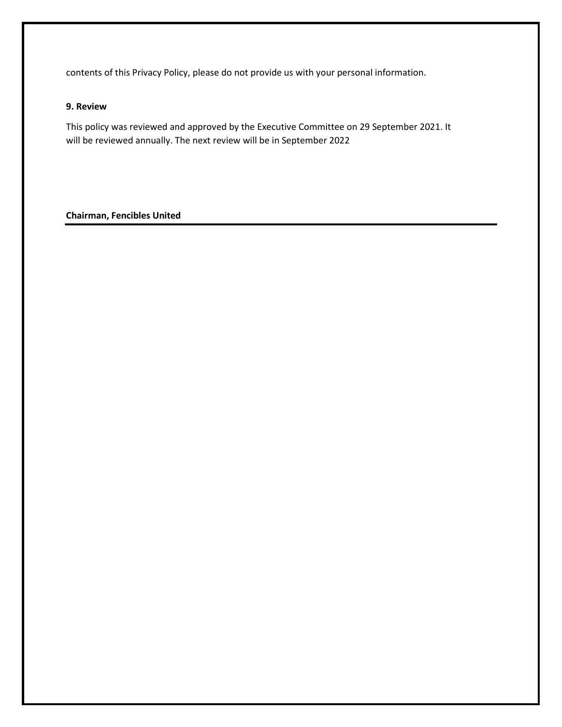contents of this Privacy Policy, please do not provide us with your personal information.

**9. Review**

This policy was reviewed and approved by the Executive Committee on 29 September 2021. It will be reviewed annually. The next review will be in September 2022

**Chairman, Fencibles United**